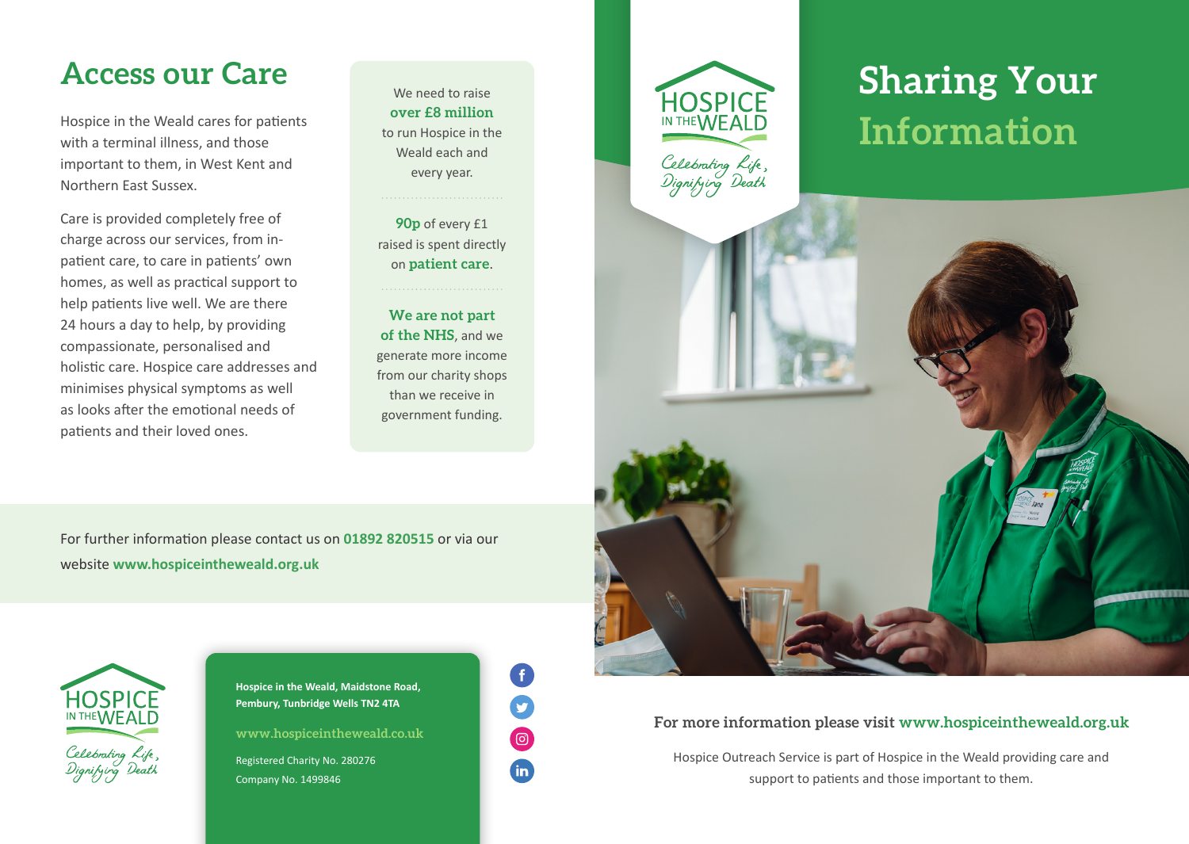## Access our Care

Hospice in the Weald cares for patients with a terminal illness, and those important to them, in West Kent and Northern East Sussex.

Care is provided completely free of charge across our services, from in-patient care, to care in patients' own homes, as well as practical support to help patients live well. We are there 24 hours a day to help, by providing compassionate, personalised and holistic care. Hospice care addresses and minimises physical symptoms as well as looks after the emotional needs of patients and their loved ones.

We need to raise **over £8 million** to run Hospice in the Weald each and every year.

**90p** of every £1 raised is spent directly on **patient care**.

**We are not part of the NHS**, and we generate more income from our charity shops than we receive in government funding.

For further information please contact us on **01892 820515** or via our website **www.hospiceintheweald.org.uk**

HOSPICE IN THE WEALD
*Celebrating Life, Dignifying Death*

**Hospice in the Weald, Maidstone Road, Pembury, Tunbridge Wells TN2 4TA**

www.hospiceintheweald.co.uk

Registered Charity No. 280276
Company No. 1499846

# Sharing Your Information

**For more information please visit www.hospiceintheweald.org.uk**

Hospice Outreach Service is part of Hospice in the Weald providing care and support to patients and those important to them.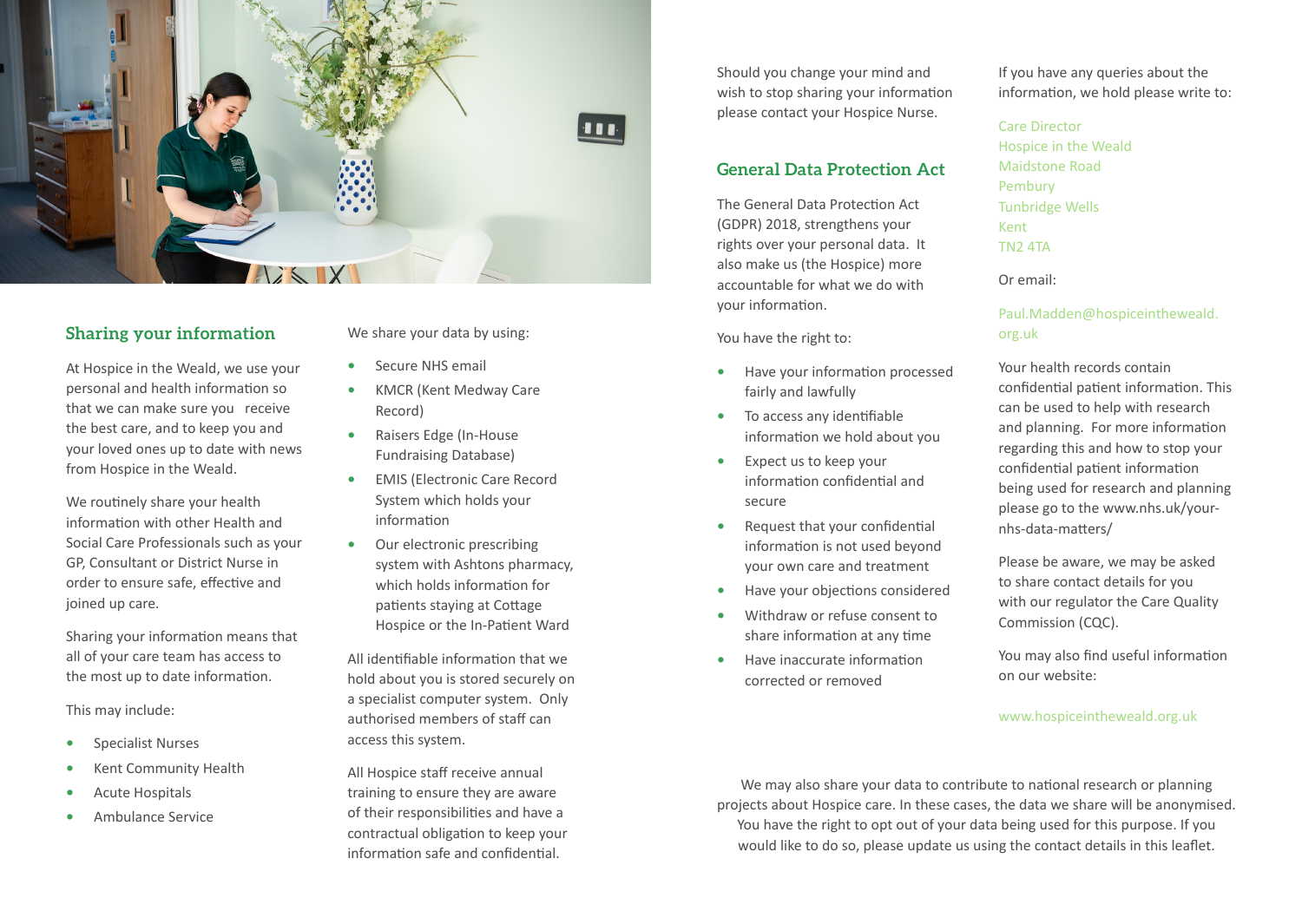## Sharing your information

At Hospice in the Weald, we use your personal and health information so that we can make sure you receive the best care, and to keep you and your loved ones up to date with news from Hospice in the Weald.

We routinely share your health information with other Health and Social Care Professionals such as your GP, Consultant or District Nurse in order to ensure safe, effective and joined up care.

Sharing your information means that all of your care team has access to the most up to date information.

This may include:

- Specialist Nurses
- Kent Community Health
- Acute Hospitals
- Ambulance Service

We share your data by using:

- Secure NHS email
- KMCR (Kent Medway Care Record)
- Raisers Edge (In-House Fundraising Database)
- EMIS (Electronic Care Record System which holds your information
- Our electronic prescribing system with Ashtons pharmacy, which holds information for patients staying at Cottage Hospice or the In-Patient Ward

All identifiable information that we hold about you is stored securely on a specialist computer system. Only authorised members of staff can access this system.

All Hospice staff receive annual training to ensure they are aware of their responsibilities and have a contractual obligation to keep your information safe and confidential.

Should you change your mind and wish to stop sharing your information please contact your Hospice Nurse.

## General Data Protection Act

The General Data Protection Act (GDPR) 2018, strengthens your rights over your personal data. It also make us (the Hospice) more accountable for what we do with your information.

You have the right to:

- Have your information processed fairly and lawfully
- To access any identifiable information we hold about you
- Expect us to keep your information confidential and secure
- Request that your confidential information is not used beyond your own care and treatment
- Have your objections considered
- Withdraw or refuse consent to share information at any time
- Have inaccurate information corrected or removed

If you have any queries about the information, we hold please write to:

Care Director
Hospice in the Weald
Maidstone Road
Pembury
Tunbridge Wells
Kent
TN2 4TA

Or email:

Paul.Madden@hospiceintheweald.org.uk

Your health records contain confidential patient information. This can be used to help with research and planning. For more information regarding this and how to stop your confidential patient information being used for research and planning please go to the www.nhs.uk/your-nhs-data-matters/

Please be aware, we may be asked to share contact details for you with our regulator the Care Quality Commission (CQC).

You may also find useful information on our website:

www.hospiceintheweald.org.uk

We may also share your data to contribute to national research or planning projects about Hospice care. In these cases, the data we share will be anonymised. You have the right to opt out of your data being used for this purpose. If you would like to do so, please update us using the contact details in this leaflet.